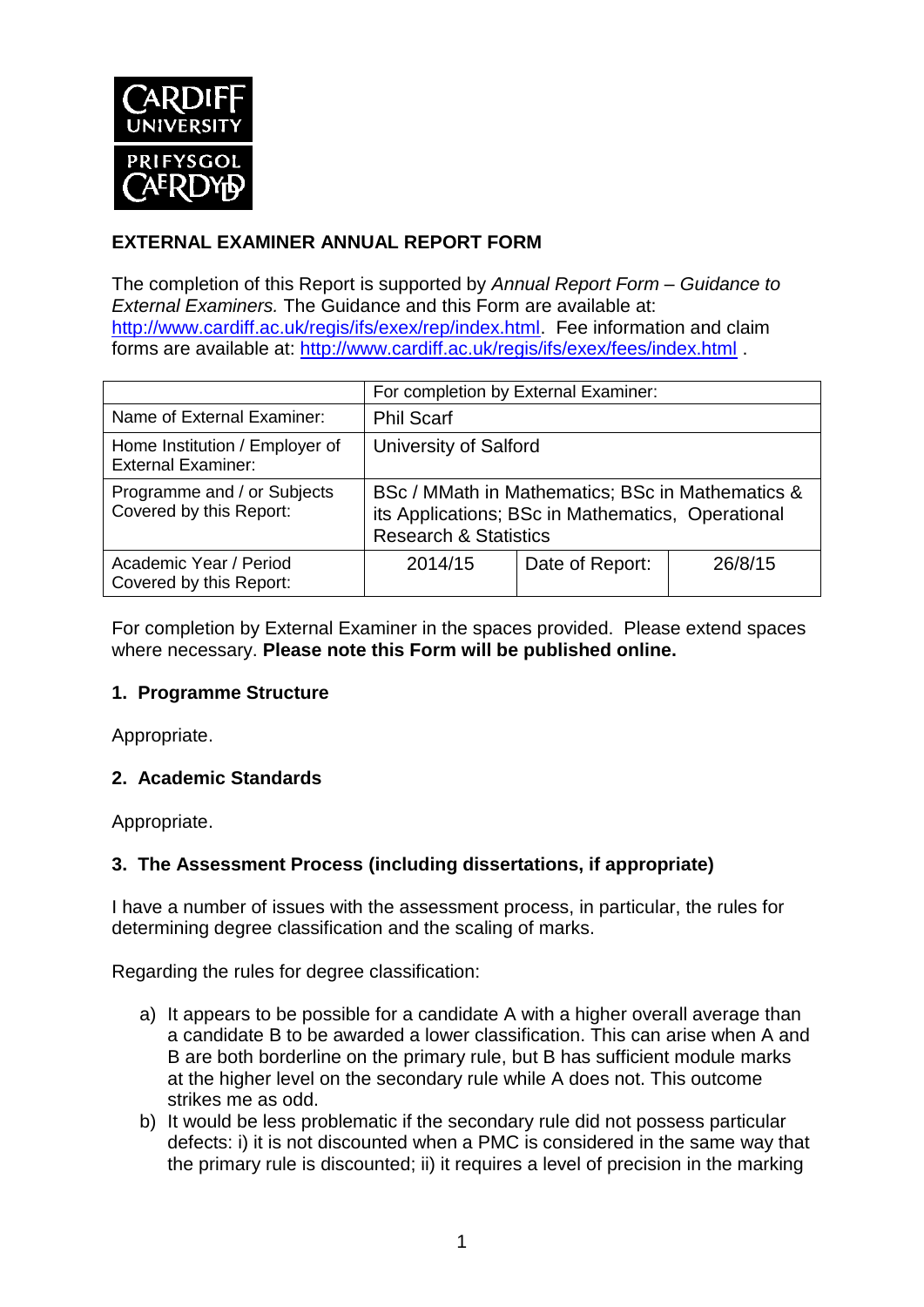**CARDIFF UNIVERSITY PRIFYSGOL CAERDYDD**

## EXTERNAL EXAMINER ANNUAL REPORT FORM

The completion of this Report is supported by *Annual Report Form – Guidance to External Examiners.* The Guidance and this Form are available at: http://www.cardiff.ac.uk/regis/ifs/exex/rep/index.html. Fee information and claim forms are available at: http://www.cardiff.ac.uk/regis/ifs/exex/fees/index.html .

| | For completion by External Examiner: | | |
|---|---|---|---|
| Name of External Examiner: | Phil Scarf | | |
| Home Institution / Employer of External Examiner: | University of Salford | | |
| Programme and / or Subjects Covered by this Report: | BSc / MMath in Mathematics; BSc in Mathematics & its Applications; BSc in Mathematics, Operational Research & Statistics | | |
| Academic Year / Period Covered by this Report: | 2014/15 | Date of Report: | 26/8/15 |

For completion by External Examiner in the spaces provided. Please extend spaces where necessary. **Please note this Form will be published online.**

### 1. Programme Structure

Appropriate.

### 2. Academic Standards

Appropriate.

### 3. The Assessment Process (including dissertations, if appropriate)

I have a number of issues with the assessment process, in particular, the rules for determining degree classification and the scaling of marks.

Regarding the rules for degree classification:

a) It appears to be possible for a candidate A with a higher overall average than a candidate B to be awarded a lower classification. This can arise when A and B are both borderline on the primary rule, but B has sufficient module marks at the higher level on the secondary rule while A does not. This outcome strikes me as odd.

b) It would be less problematic if the secondary rule did not possess particular defects: i) it is not discounted when a PMC is considered in the same way that the primary rule is discounted; ii) it requires a level of precision in the marking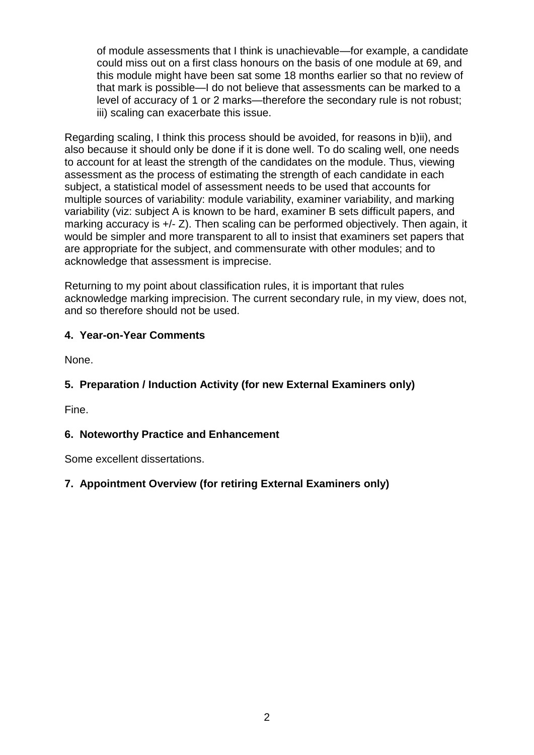of module assessments that I think is unachievable—for example, a candidate could miss out on a first class honours on the basis of one module at 69, and this module might have been sat some 18 months earlier so that no review of that mark is possible—I do not believe that assessments can be marked to a level of accuracy of 1 or 2 marks—therefore the secondary rule is not robust; iii) scaling can exacerbate this issue.

Regarding scaling, I think this process should be avoided, for reasons in b)ii), and also because it should only be done if it is done well. To do scaling well, one needs to account for at least the strength of the candidates on the module. Thus, viewing assessment as the process of estimating the strength of each candidate in each subject, a statistical model of assessment needs to be used that accounts for multiple sources of variability: module variability, examiner variability, and marking variability (viz: subject A is known to be hard, examiner B sets difficult papers, and marking accuracy is +/- Z). Then scaling can be performed objectively. Then again, it would be simpler and more transparent to all to insist that examiners set papers that are appropriate for the subject, and commensurate with other modules; and to acknowledge that assessment is imprecise.

Returning to my point about classification rules, it is important that rules acknowledge marking imprecision. The current secondary rule, in my view, does not, and so therefore should not be used.

## 4. Year-on-Year Comments

None.

## 5. Preparation / Induction Activity (for new External Examiners only)

Fine.

## 6. Noteworthy Practice and Enhancement

Some excellent dissertations.

## 7. Appointment Overview (for retiring External Examiners only)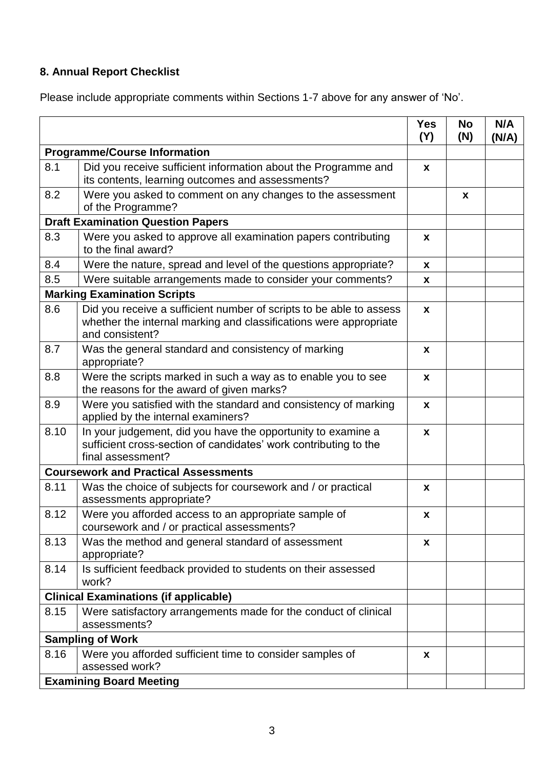## 8. Annual Report Checklist

Please include appropriate comments within Sections 1-7 above for any answer of 'No'.

| | | Yes (Y) | No (N) | N/A (N/A) |
|---|---|---|---|---|
| **Programme/Course Information** | | | | |
| 8.1 | Did you receive sufficient information about the Programme and its contents, learning outcomes and assessments? | x | | |
| 8.2 | Were you asked to comment on any changes to the assessment of the Programme? | | x | |
| **Draft Examination Question Papers** | | | | |
| 8.3 | Were you asked to approve all examination papers contributing to the final award? | x | | |
| 8.4 | Were the nature, spread and level of the questions appropriate? | x | | |
| 8.5 | Were suitable arrangements made to consider your comments? | x | | |
| **Marking Examination Scripts** | | | | |
| 8.6 | Did you receive a sufficient number of scripts to be able to assess whether the internal marking and classifications were appropriate and consistent? | x | | |
| 8.7 | Was the general standard and consistency of marking appropriate? | x | | |
| 8.8 | Were the scripts marked in such a way as to enable you to see the reasons for the award of given marks? | x | | |
| 8.9 | Were you satisfied with the standard and consistency of marking applied by the internal examiners? | x | | |
| 8.10 | In your judgement, did you have the opportunity to examine a sufficient cross-section of candidates' work contributing to the final assessment? | x | | |
| **Coursework and Practical Assessments** | | | | |
| 8.11 | Was the choice of subjects for coursework and / or practical assessments appropriate? | x | | |
| 8.12 | Were you afforded access to an appropriate sample of coursework and / or practical assessments? | x | | |
| 8.13 | Was the method and general standard of assessment appropriate? | x | | |
| 8.14 | Is sufficient feedback provided to students on their assessed work? | | | |
| **Clinical Examinations (if applicable)** | | | | |
| 8.15 | Were satisfactory arrangements made for the conduct of clinical assessments? | | | |
| **Sampling of Work** | | | | |
| 8.16 | Were you afforded sufficient time to consider samples of assessed work? | x | | |
| **Examining Board Meeting** | | | | |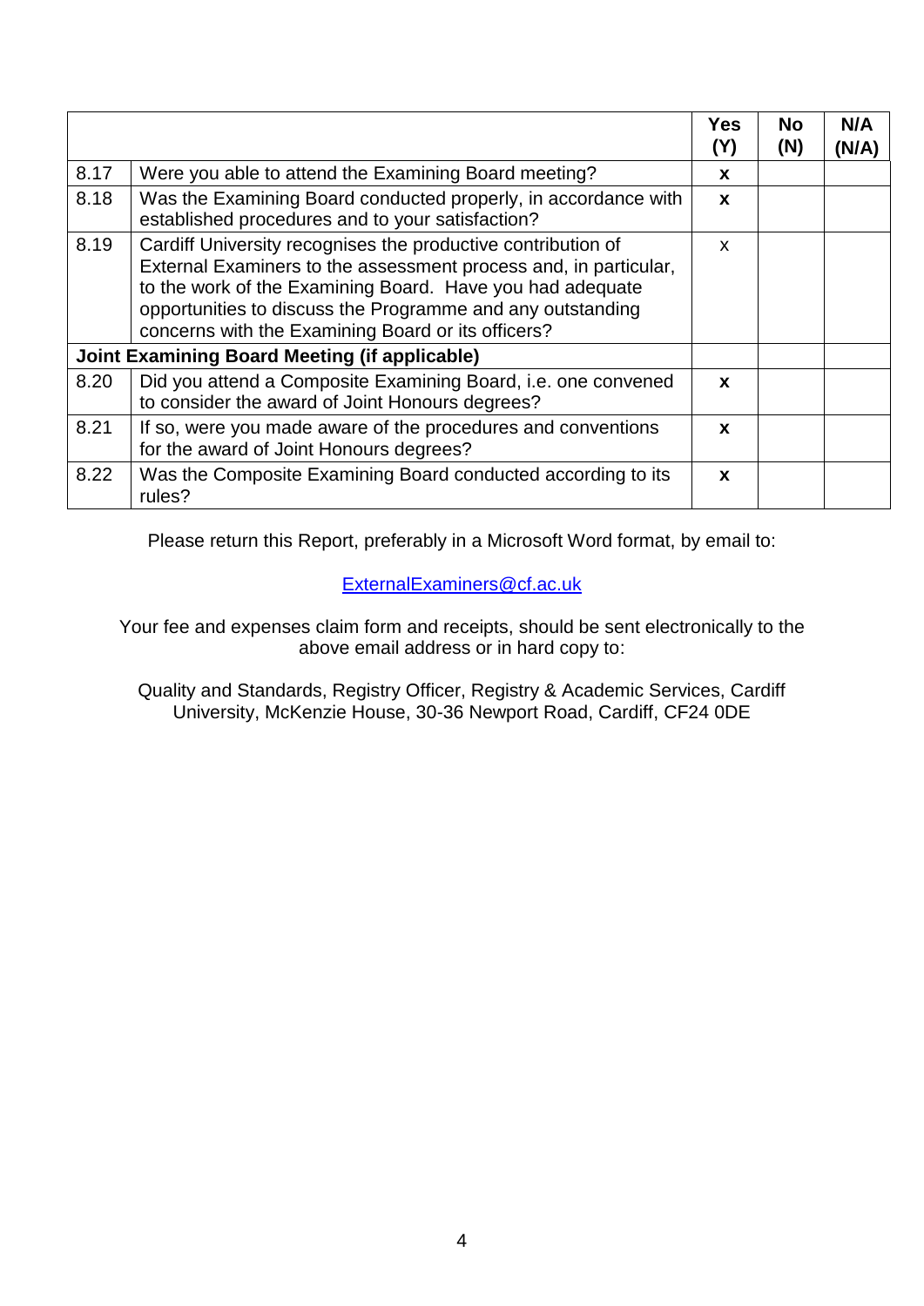| | | Yes (Y) | No (N) | N/A (N/A) |
|---|---|---|---|---|
| 8.17 | Were you able to attend the Examining Board meeting? | **x** | | |
| 8.18 | Was the Examining Board conducted properly, in accordance with established procedures and to your satisfaction? | **x** | | |
| 8.19 | Cardiff University recognises the productive contribution of External Examiners to the assessment process and, in particular, to the work of the Examining Board. Have you had adequate opportunities to discuss the Programme and any outstanding concerns with the Examining Board or its officers? | x | | |
| **Joint Examining Board Meeting (if applicable)** | | | | |
| 8.20 | Did you attend a Composite Examining Board, i.e. one convened to consider the award of Joint Honours degrees? | **x** | | |
| 8.21 | If so, were you made aware of the procedures and conventions for the award of Joint Honours degrees? | **x** | | |
| 8.22 | Was the Composite Examining Board conducted according to its rules? | **x** | | |

Please return this Report, preferably in a Microsoft Word format, by email to:

ExternalExaminers@cf.ac.uk

Your fee and expenses claim form and receipts, should be sent electronically to the above email address or in hard copy to:

Quality and Standards, Registry Officer, Registry & Academic Services, Cardiff University, McKenzie House, 30-36 Newport Road, Cardiff, CF24 0DE